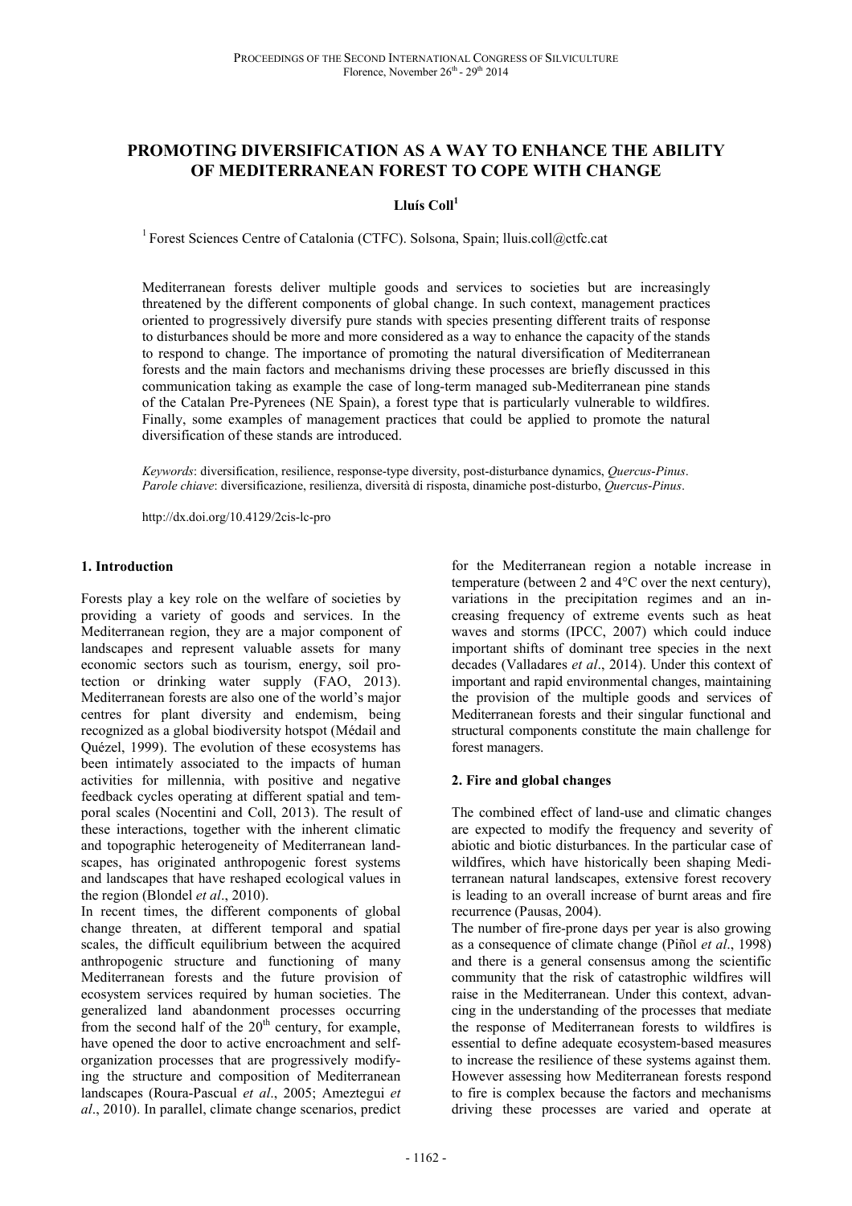# PROMOTING DIVERSIFICATION AS A WAY TO ENHANCE THE ABILITY OF MEDITERRANEAN FOREST TO COPE WITH CHANGE

**Lluís Coll**[1]

[1] Forest Sciences Centre of Catalonia (CTFC). Solsona, Spain; lluis.coll@ctfc.cat

Mediterranean forests deliver multiple goods and services to societies but are increasingly threatened by the different components of global change. In such context, management practices oriented to progressively diversify pure stands with species presenting different traits of response to disturbances should be more and more considered as a way to enhance the capacity of the stands to respond to change. The importance of promoting the natural diversification of Mediterranean forests and the main factors and mechanisms driving these processes are briefly discussed in this communication taking as example the case of long-term managed sub-Mediterranean pine stands of the Catalan Pre-Pyrenees (NE Spain), a forest type that is particularly vulnerable to wildfires. Finally, some examples of management practices that could be applied to promote the natural diversification of these stands are introduced.

*Keywords*: diversification, resilience, response-type diversity, post-disturbance dynamics, *Quercus-Pinus*.
*Parole chiave*: diversificazione, resilienza, diversità di risposta, dinamiche post-disturbo, *Quercus-Pinus*.

http://dx.doi.org/10.4129/2cis-lc-pro

## 1. Introduction

Forests play a key role on the welfare of societies by providing a variety of goods and services. In the Mediterranean region, they are a major component of landscapes and represent valuable assets for many economic sectors such as tourism, energy, soil protection or drinking water supply (FAO, 2013). Mediterranean forests are also one of the world's major centres for plant diversity and endemism, being recognized as a global biodiversity hotspot (Médail and Quézel, 1999). The evolution of these ecosystems has been intimately associated to the impacts of human activities for millennia, with positive and negative feedback cycles operating at different spatial and temporal scales (Nocentini and Coll, 2013). The result of these interactions, together with the inherent climatic and topographic heterogeneity of Mediterranean landscapes, has originated anthropogenic forest systems and landscapes that have reshaped ecological values in the region (Blondel *et al*., 2010).

In recent times, the different components of global change threaten, at different temporal and spatial scales, the difficult equilibrium between the acquired anthropogenic structure and functioning of many Mediterranean forests and the future provision of ecosystem services required by human societies. The generalized land abandonment processes occurring from the second half of the 20th century, for example, have opened the door to active encroachment and self-organization processes that are progressively modifying the structure and composition of Mediterranean landscapes (Roura-Pascual *et al*., 2005; Ameztegui *et al*., 2010). In parallel, climate change scenarios, predict for the Mediterranean region a notable increase in temperature (between 2 and 4°C over the next century), variations in the precipitation regimes and an increasing frequency of extreme events such as heat waves and storms (IPCC, 2007) which could induce important shifts of dominant tree species in the next decades (Valladares *et al*., 2014). Under this context of important and rapid environmental changes, maintaining the provision of the multiple goods and services of Mediterranean forests and their singular functional and structural components constitute the main challenge for forest managers.

## 2. Fire and global changes

The combined effect of land-use and climatic changes are expected to modify the frequency and severity of abiotic and biotic disturbances. In the particular case of wildfires, which have historically been shaping Mediterranean natural landscapes, extensive forest recovery is leading to an overall increase of burnt areas and fire recurrence (Pausas, 2004).

The number of fire-prone days per year is also growing as a consequence of climate change (Piñol *et al*., 1998) and there is a general consensus among the scientific community that the risk of catastrophic wildfires will raise in the Mediterranean. Under this context, advancing in the understanding of the processes that mediate the response of Mediterranean forests to wildfires is essential to define adequate ecosystem-based measures to increase the resilience of these systems against them. However assessing how Mediterranean forests respond to fire is complex because the factors and mechanisms driving these processes are varied and operate at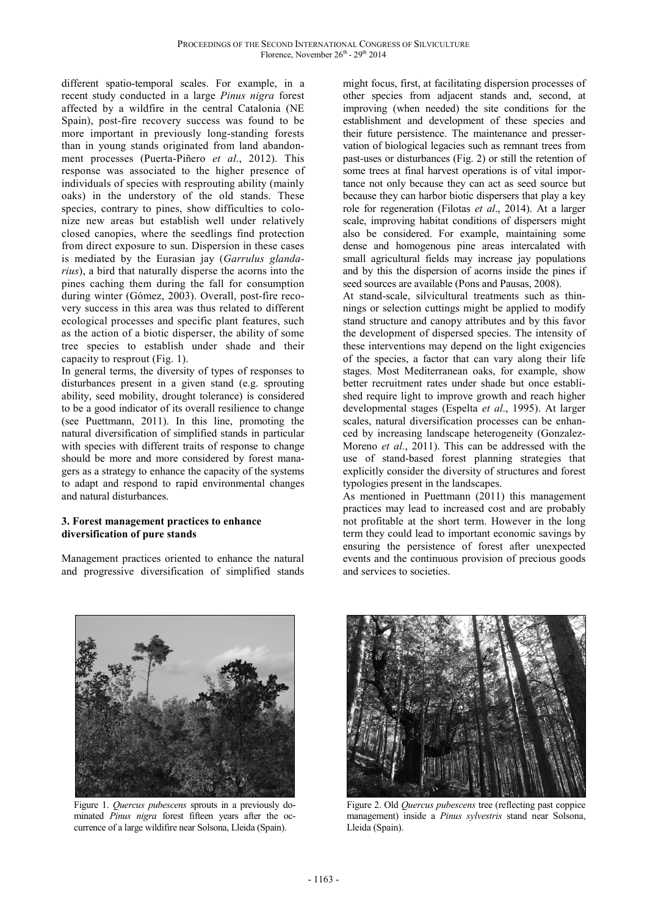different spatio-temporal scales. For example, in a recent study conducted in a large *Pinus nigra* forest affected by a wildfire in the central Catalonia (NE Spain), post-fire recovery success was found to be more important in previously long-standing forests than in young stands originated from land abandonment processes (Puerta-Piñero *et al*., 2012). This response was associated to the higher presence of individuals of species with resprouting ability (mainly oaks) in the understory of the old stands. These species, contrary to pines, show difficulties to colonize new areas but establish well under relatively closed canopies, where the seedlings find protection from direct exposure to sun. Dispersion in these cases is mediated by the Eurasian jay (*Garrulus glandarius*), a bird that naturally disperse the acorns into the pines caching them during the fall for consumption during winter (Gómez, 2003). Overall, post-fire recovery success in this area was thus related to different ecological processes and specific plant features, such as the action of a biotic disperser, the ability of some tree species to establish under shade and their capacity to resprout (Fig. 1).

In general terms, the diversity of types of responses to disturbances present in a given stand (e.g. sprouting ability, seed mobility, drought tolerance) is considered to be a good indicator of its overall resilience to change (see Puettmann, 2011). In this line, promoting the natural diversification of simplified stands in particular with species with different traits of response to change should be more and more considered by forest managers as a strategy to enhance the capacity of the systems to adapt and respond to rapid environmental changes and natural disturbances.

## 3. Forest management practices to enhance diversification of pure stands

Management practices oriented to enhance the natural and progressive diversification of simplified stands might focus, first, at facilitating dispersion processes of other species from adjacent stands and, second, at improving (when needed) the site conditions for the establishment and development of these species and their future persistence. The maintenance and presservation of biological legacies such as remnant trees from past-uses or disturbances (Fig. 2) or still the retention of some trees at final harvest operations is of vital importance not only because they can act as seed source but because they can harbor biotic dispersers that play a key role for regeneration (Filotas *et al*., 2014). At a larger scale, improving habitat conditions of dispersers might also be considered. For example, maintaining some dense and homogenous pine areas intercalated with small agricultural fields may increase jay populations and by this the dispersion of acorns inside the pines if seed sources are available (Pons and Pausas, 2008).

At stand-scale, silvicultural treatments such as thinnings or selection cuttings might be applied to modify stand structure and canopy attributes and by this favor the development of dispersed species. The intensity of these interventions may depend on the light exigencies of the species, a factor that can vary along their life stages. Most Mediterranean oaks, for example, show better recruitment rates under shade but once established require light to improve growth and reach higher developmental stages (Espelta *et al*., 1995). At larger scales, natural diversification processes can be enhanced by increasing landscape heterogeneity (Gonzalez-Moreno *et al.*, 2011). This can be addressed with the use of stand-based forest planning strategies that explicitly consider the diversity of structures and forest typologies present in the landscapes.

As mentioned in Puettmann (2011) this management practices may lead to increased cost and are probably not profitable at the short term. However in the long term they could lead to important economic savings by ensuring the persistence of forest after unexpected events and the continuous provision of precious goods and services to societies.

Figure 1. *Quercus pubescens* sprouts in a previously dominated *Pinus nigra* forest fifteen years after the occurrence of a large wildifire near Solsona, Lleida (Spain).

Figure 2. Old *Quercus pubescens* tree (reflecting past coppice management) inside a *Pinus sylvestris* stand near Solsona, Lleida (Spain).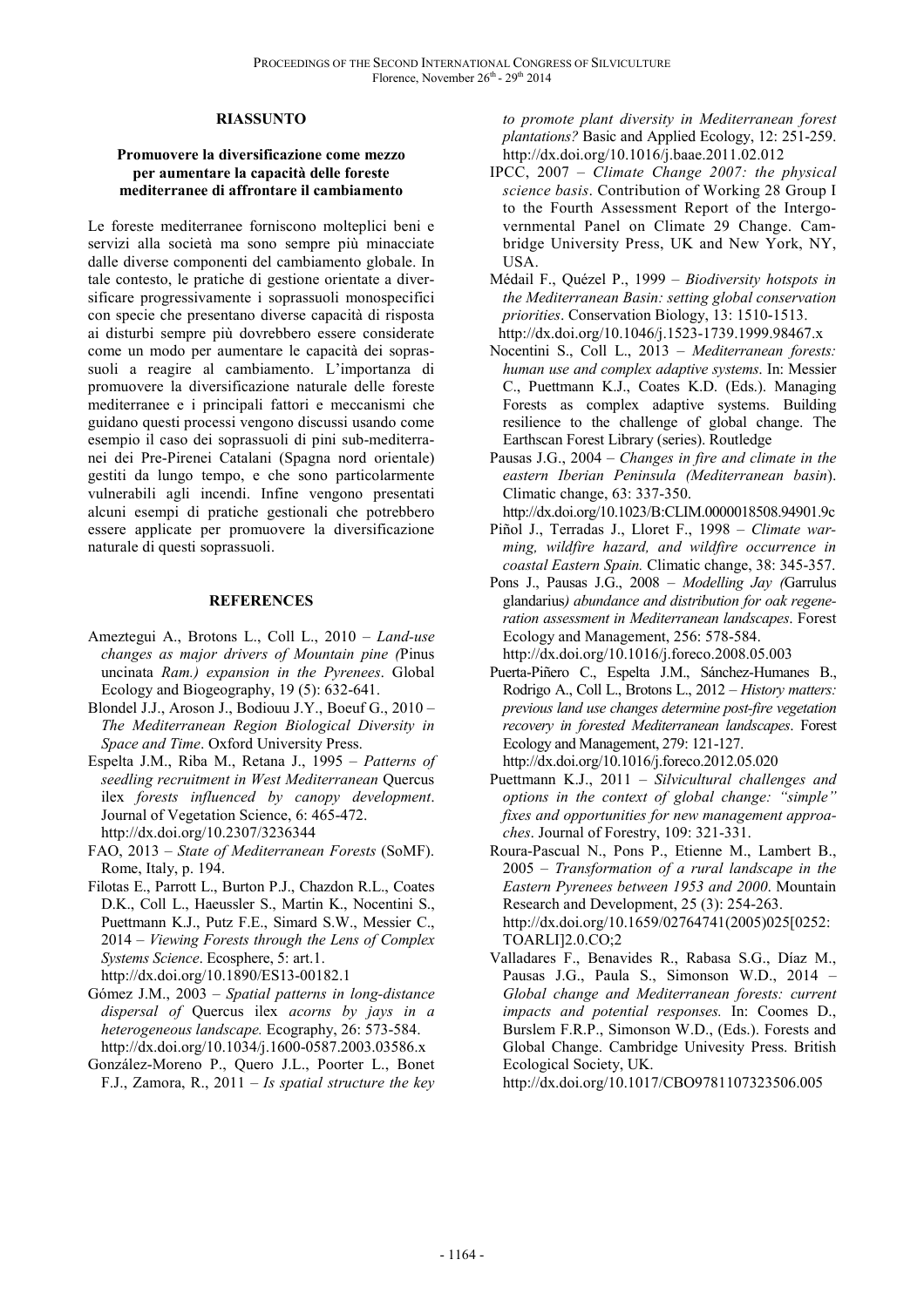## RIASSUNTO

### Promuovere la diversificazione come mezzo per aumentare la capacità delle foreste mediterranee di affrontare il cambiamento

Le foreste mediterranee forniscono molteplici beni e servizi alla società ma sono sempre più minacciate dalle diverse componenti del cambiamento globale. In tale contesto, le pratiche di gestione orientate a diversificare progressivamente i soprassuoli monospecifici con specie che presentano diverse capacità di risposta ai disturbi sempre più dovrebbero essere considerate come un modo per aumentare le capacità dei soprassuoli a reagire al cambiamento. L'importanza di promuovere la diversificazione naturale delle foreste mediterranee e i principali fattori e meccanismi che guidano questi processi vengono discussi usando come esempio il caso dei soprassuoli di pini sub-mediterranei dei Pre-Pirenei Catalani (Spagna nord orientale) gestiti da lungo tempo, e che sono particolarmente vulnerabili agli incendi. Infine vengono presentati alcuni esempi di pratiche gestionali che potrebbero essere applicate per promuovere la diversificazione naturale di questi soprassuoli.

## REFERENCES

Ameztegui A., Brotons L., Coll L., 2010 – *Land-use changes as major drivers of Mountain pine (*Pinus uncinata *Ram.) expansion in the Pyrenees*. Global Ecology and Biogeography, 19 (5): 632-641.

Blondel J.J., Aroson J., Bodiouu J.Y., Boeuf G., 2010 – *The Mediterranean Region Biological Diversity in Space and Time*. Oxford University Press.

Espelta J.M., Riba M., Retana J., 1995 – *Patterns of seedling recruitment in West Mediterranean* Quercus ilex *forests influenced by canopy development*. Journal of Vegetation Science, 6: 465-472. http://dx.doi.org/10.2307/3236344

FAO, 2013 – *State of Mediterranean Forests* (SoMF). Rome, Italy, p. 194.

Filotas E., Parrott L., Burton P.J., Chazdon R.L., Coates D.K., Coll L., Haeussler S., Martin K., Nocentini S., Puettmann K.J., Putz F.E., Simard S.W., Messier C., 2014 – *Viewing Forests through the Lens of Complex Systems Science*. Ecosphere, 5: art.1. http://dx.doi.org/10.1890/ES13-00182.1

Gómez J.M., 2003 – *Spatial patterns in long-distance dispersal of* Quercus ilex *acorns by jays in a heterogeneous landscape.* Ecography, 26: 573-584. http://dx.doi.org/10.1034/j.1600-0587.2003.03586.x

González-Moreno P., Quero J.L., Poorter L., Bonet F.J., Zamora, R., 2011 – *Is spatial structure the key to promote plant diversity in Mediterranean forest plantations?* Basic and Applied Ecology, 12: 251-259. http://dx.doi.org/10.1016/j.baae.2011.02.012

IPCC, 2007 – *Climate Change 2007: the physical science basis*. Contribution of Working 28 Group I to the Fourth Assessment Report of the Intergovernmental Panel on Climate 29 Change. Cambridge University Press, UK and New York, NY, USA.

Médail F., Quézel P., 1999 – *Biodiversity hotspots in the Mediterranean Basin: setting global conservation priorities*. Conservation Biology, 13: 1510-1513. http://dx.doi.org/10.1046/j.1523-1739.1999.98467.x

Nocentini S., Coll L., 2013 – *Mediterranean forests: human use and complex adaptive systems*. In: Messier C., Puettmann K.J., Coates K.D. (Eds.). Managing Forests as complex adaptive systems. Building resilience to the challenge of global change. The Earthscan Forest Library (series). Routledge

Pausas J.G., 2004 – *Changes in fire and climate in the eastern Iberian Peninsula (Mediterranean basin*). Climatic change, 63: 337-350. http://dx.doi.org/10.1023/B:CLIM.0000018508.94901.9c

Piñol J., Terradas J., Lloret F., 1998 – *Climate warming, wildfire hazard, and wildfire occurrence in coastal Eastern Spain.* Climatic change, 38: 345-357.

Pons J., Pausas J.G., 2008 – *Modelling Jay (*Garrulus glandarius*) abundance and distribution for oak regeneration assessment in Mediterranean landscapes*. Forest Ecology and Management, 256: 578-584. http://dx.doi.org/10.1016/j.foreco.2008.05.003

Puerta-Piñero C., Espelta J.M., Sánchez-Humanes B., Rodrigo A., Coll L., Brotons L., 2012 – *History matters: previous land use changes determine post-fire vegetation recovery in forested Mediterranean landscapes*. Forest Ecology and Management, 279: 121-127. http://dx.doi.org/10.1016/j.foreco.2012.05.020

Puettmann K.J., 2011 – *Silvicultural challenges and options in the context of global change: "simple" fixes and opportunities for new management approaches*. Journal of Forestry, 109: 321-331.

Roura-Pascual N., Pons P., Etienne M., Lambert B., 2005 – *Transformation of a rural landscape in the Eastern Pyrenees between 1953 and 2000*. Mountain Research and Development, 25 (3): 254-263. http://dx.doi.org/10.1659/02764741(2005)025[0252:TOARLI]2.0.CO;2

Valladares F., Benavides R., Rabasa S.G., Díaz M., Pausas J.G., Paula S., Simonson W.D., 2014 – *Global change and Mediterranean forests: current impacts and potential responses.* In: Coomes D., Burslem F.R.P., Simonson W.D., (Eds.). Forests and Global Change. Cambridge Univesity Press. British Ecological Society, UK. http://dx.doi.org/10.1017/CBO9781107323506.005